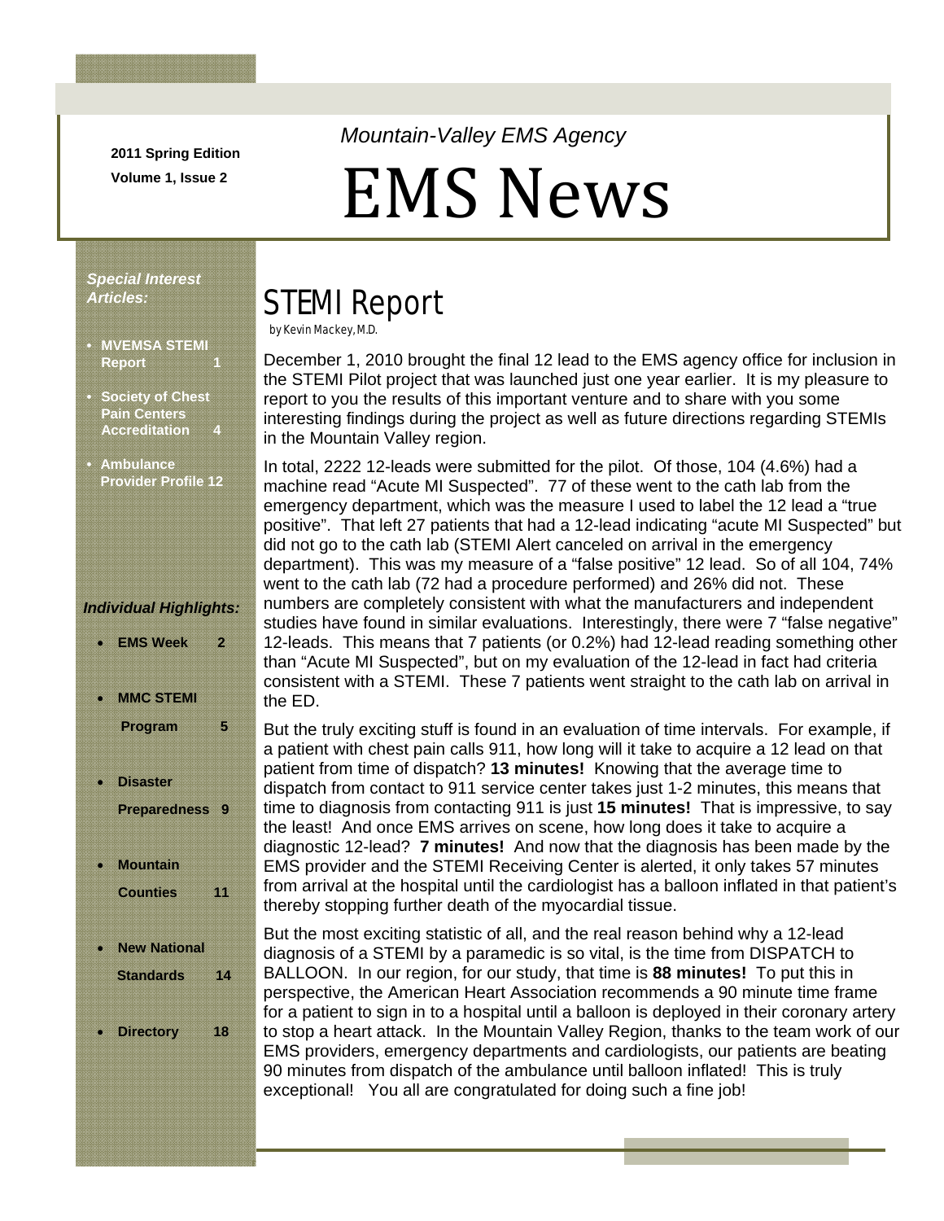2011 Spring Edition

Volume 1, Issue 2

*Mountain-Valley EMS Agency*

# EMS News

***Special Interest Articles:***

- **MVEMSA STEMI Report 1**
- **Society of Chest Pain Centers Accreditation 4**
- **Ambulance Provider Profile 12**

***Individual Highlights:***

- **EMS Week 2**
- **MMC STEMI Program 5**
- **Disaster Preparedness 9**
- **Mountain Counties 11**
- **New National Standards 14**
- **Directory 18**

## STEMI Report

by Kevin Mackey, M.D.

December 1, 2010 brought the final 12 lead to the EMS agency office for inclusion in the STEMI Pilot project that was launched just one year earlier. It is my pleasure to report to you the results of this important venture and to share with you some interesting findings during the project as well as future directions regarding STEMIs in the Mountain Valley region.

In total, 2222 12-leads were submitted for the pilot. Of those, 104 (4.6%) had a machine read "Acute MI Suspected". 77 of these went to the cath lab from the emergency department, which was the measure I used to label the 12 lead a "true positive". That left 27 patients that had a 12-lead indicating "acute MI Suspected" but did not go to the cath lab (STEMI Alert canceled on arrival in the emergency department). This was my measure of a "false positive" 12 lead. So of all 104, 74% went to the cath lab (72 had a procedure performed) and 26% did not. These numbers are completely consistent with what the manufacturers and independent studies have found in similar evaluations. Interestingly, there were 7 "false negative" 12-leads. This means that 7 patients (or 0.2%) had 12-lead reading something other than "Acute MI Suspected", but on my evaluation of the 12-lead in fact had criteria consistent with a STEMI. These 7 patients went straight to the cath lab on arrival in the ED.

But the truly exciting stuff is found in an evaluation of time intervals. For example, if a patient with chest pain calls 911, how long will it take to acquire a 12 lead on that patient from time of dispatch? **13 minutes!** Knowing that the average time to dispatch from contact to 911 service center takes just 1-2 minutes, this means that time to diagnosis from contacting 911 is just **15 minutes!** That is impressive, to say the least! And once EMS arrives on scene, how long does it take to acquire a diagnostic 12-lead? **7 minutes!** And now that the diagnosis has been made by the EMS provider and the STEMI Receiving Center is alerted, it only takes 57 minutes from arrival at the hospital until the cardiologist has a balloon inflated in that patient's thereby stopping further death of the myocardial tissue.

But the most exciting statistic of all, and the real reason behind why a 12-lead diagnosis of a STEMI by a paramedic is so vital, is the time from DISPATCH to BALLOON. In our region, for our study, that time is **88 minutes!** To put this in perspective, the American Heart Association recommends a 90 minute time frame for a patient to sign in to a hospital until a balloon is deployed in their coronary artery to stop a heart attack. In the Mountain Valley Region, thanks to the team work of our EMS providers, emergency departments and cardiologists, our patients are beating 90 minutes from dispatch of the ambulance until balloon inflated! This is truly exceptional! You all are congratulated for doing such a fine job!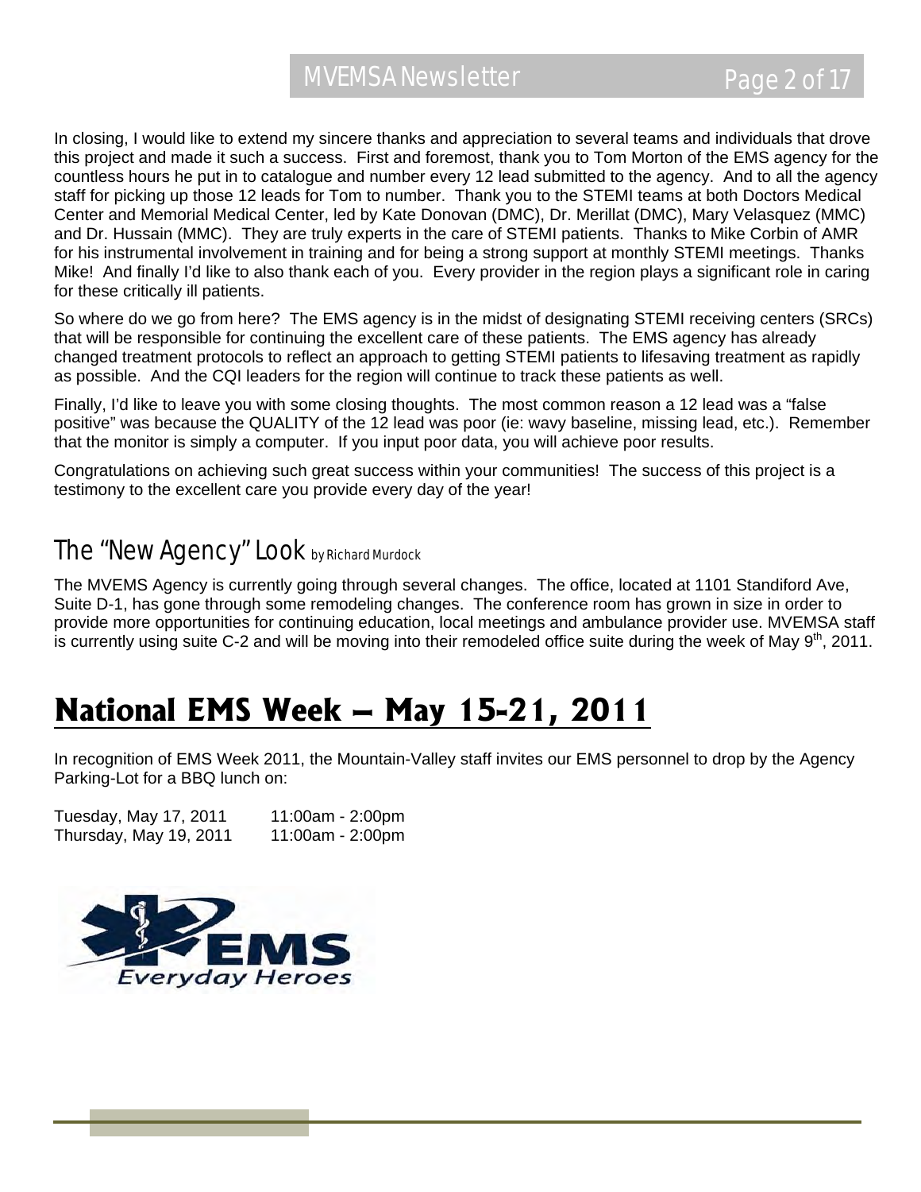In closing, I would like to extend my sincere thanks and appreciation to several teams and individuals that drove this project and made it such a success. First and foremost, thank you to Tom Morton of the EMS agency for the countless hours he put in to catalogue and number every 12 lead submitted to the agency. And to all the agency staff for picking up those 12 leads for Tom to number. Thank you to the STEMI teams at both Doctors Medical Center and Memorial Medical Center, led by Kate Donovan (DMC), Dr. Merillat (DMC), Mary Velasquez (MMC) and Dr. Hussain (MMC). They are truly experts in the care of STEMI patients. Thanks to Mike Corbin of AMR for his instrumental involvement in training and for being a strong support at monthly STEMI meetings. Thanks Mike! And finally I'd like to also thank each of you. Every provider in the region plays a significant role in caring for these critically ill patients.

So where do we go from here? The EMS agency is in the midst of designating STEMI receiving centers (SRCs) that will be responsible for continuing the excellent care of these patients. The EMS agency has already changed treatment protocols to reflect an approach to getting STEMI patients to lifesaving treatment as rapidly as possible. And the CQI leaders for the region will continue to track these patients as well.

Finally, I'd like to leave you with some closing thoughts. The most common reason a 12 lead was a "false positive" was because the QUALITY of the 12 lead was poor (ie: wavy baseline, missing lead, etc.). Remember that the monitor is simply a computer. If you input poor data, you will achieve poor results.

Congratulations on achieving such great success within your communities! The success of this project is a testimony to the excellent care you provide every day of the year!

## The "New Agency" Look *by Richard Murdock*

The MVEMS Agency is currently going through several changes. The office, located at 1101 Standiford Ave, Suite D-1, has gone through some remodeling changes. The conference room has grown in size in order to provide more opportunities for continuing education, local meetings and ambulance provider use. MVEMSA staff is currently using suite C-2 and will be moving into their remodeled office suite during the week of May 9th, 2011.

# National EMS Week – May 15-21, 2011

In recognition of EMS Week 2011, the Mountain-Valley staff invites our EMS personnel to drop by the Agency Parking-Lot for a BBQ lunch on:

Tuesday, May 17, 2011 11:00am - 2:00pm
Thursday, May 19, 2011 11:00am - 2:00pm

EMS
Everyday Heroes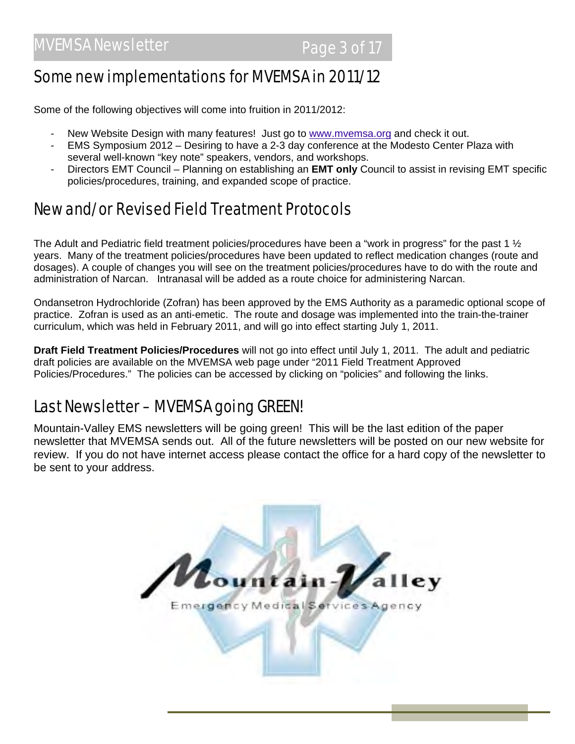## Some new implementations for MVEMSA in 2011/12

Some of the following objectives will come into fruition in 2011/2012:

- New Website Design with many features! Just go to [www.mvemsa.org](http://www.mvemsa.org) and check it out.
- EMS Symposium 2012 – Desiring to have a 2-3 day conference at the Modesto Center Plaza with several well-known "key note" speakers, vendors, and workshops.
- Directors EMT Council – Planning on establishing an **EMT only** Council to assist in revising EMT specific policies/procedures, training, and expanded scope of practice.

## New and/or Revised Field Treatment Protocols

The Adult and Pediatric field treatment policies/procedures have been a "work in progress" for the past 1 ½ years. Many of the treatment policies/procedures have been updated to reflect medication changes (route and dosages). A couple of changes you will see on the treatment policies/procedures have to do with the route and administration of Narcan. Intranasal will be added as a route choice for administering Narcan.

Ondansetron Hydrochloride (Zofran) has been approved by the EMS Authority as a paramedic optional scope of practice. Zofran is used as an anti-emetic. The route and dosage was implemented into the train-the-trainer curriculum, which was held in February 2011, and will go into effect starting July 1, 2011.

**Draft Field Treatment Policies/Procedures** will not go into effect until July 1, 2011. The adult and pediatric draft policies are available on the MVEMSA web page under "2011 Field Treatment Approved Policies/Procedures." The policies can be accessed by clicking on "policies" and following the links.

## Last Newsletter – MVEMSA going GREEN!

Mountain-Valley EMS newsletters will be going green! This will be the last edition of the paper newsletter that MVEMSA sends out. All of the future newsletters will be posted on our new website for review. If you do not have internet access please contact the office for a hard copy of the newsletter to be sent to your address.

Mountain-Valley Emergency Medical Services Agency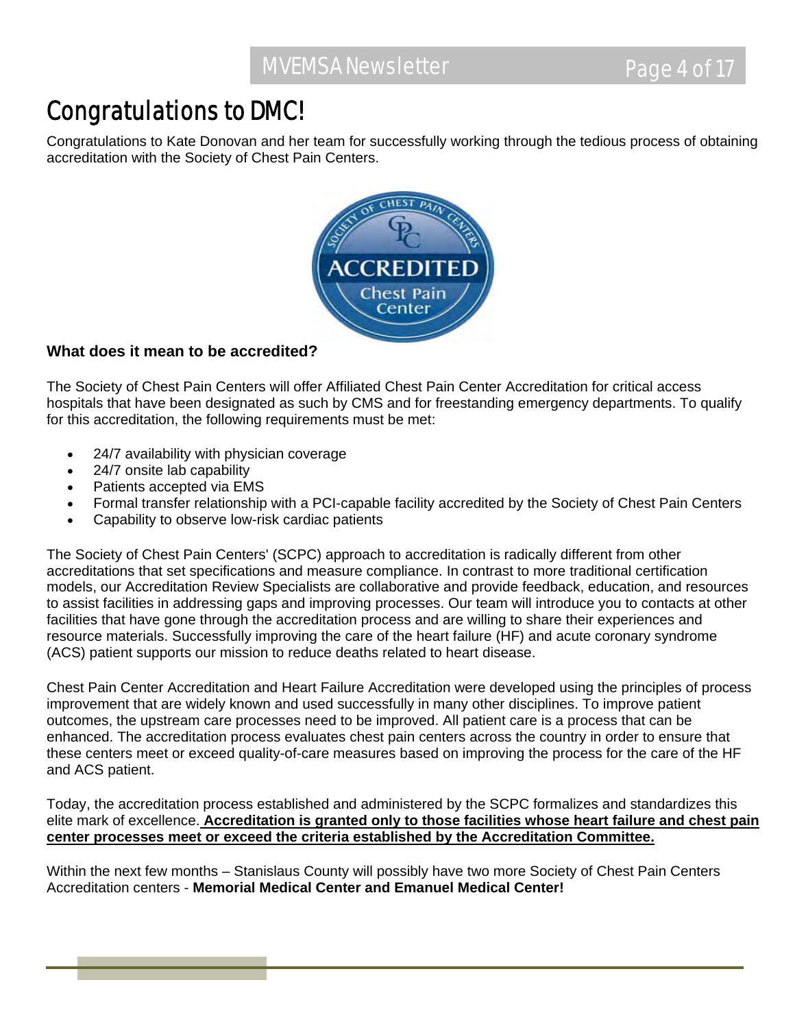# Congratulations to DMC!

Congratulations to Kate Donovan and her team for successfully working through the tedious process of obtaining accreditation with the Society of Chest Pain Centers.

### What does it mean to be accredited?

The Society of Chest Pain Centers will offer Affiliated Chest Pain Center Accreditation for critical access hospitals that have been designated as such by CMS and for freestanding emergency departments. To qualify for this accreditation, the following requirements must be met:

- 24/7 availability with physician coverage
- 24/7 onsite lab capability
- Patients accepted via EMS
- Formal transfer relationship with a PCI-capable facility accredited by the Society of Chest Pain Centers
- Capability to observe low-risk cardiac patients

The Society of Chest Pain Centers' (SCPC) approach to accreditation is radically different from other accreditations that set specifications and measure compliance. In contrast to more traditional certification models, our Accreditation Review Specialists are collaborative and provide feedback, education, and resources to assist facilities in addressing gaps and improving processes. Our team will introduce you to contacts at other facilities that have gone through the accreditation process and are willing to share their experiences and resource materials. Successfully improving the care of the heart failure (HF) and acute coronary syndrome (ACS) patient supports our mission to reduce deaths related to heart disease.

Chest Pain Center Accreditation and Heart Failure Accreditation were developed using the principles of process improvement that are widely known and used successfully in many other disciplines. To improve patient outcomes, the upstream care processes need to be improved. All patient care is a process that can be enhanced. The accreditation process evaluates chest pain centers across the country in order to ensure that these centers meet or exceed quality-of-care measures based on improving the process for the care of the HF and ACS patient.

Today, the accreditation process established and administered by the SCPC formalizes and standardizes this elite mark of excellence. **Accreditation is granted only to those facilities whose heart failure and chest pain center processes meet or exceed the criteria established by the Accreditation Committee.**

Within the next few months – Stanislaus County will possibly have two more Society of Chest Pain Centers Accreditation centers - **Memorial Medical Center and Emanuel Medical Center!**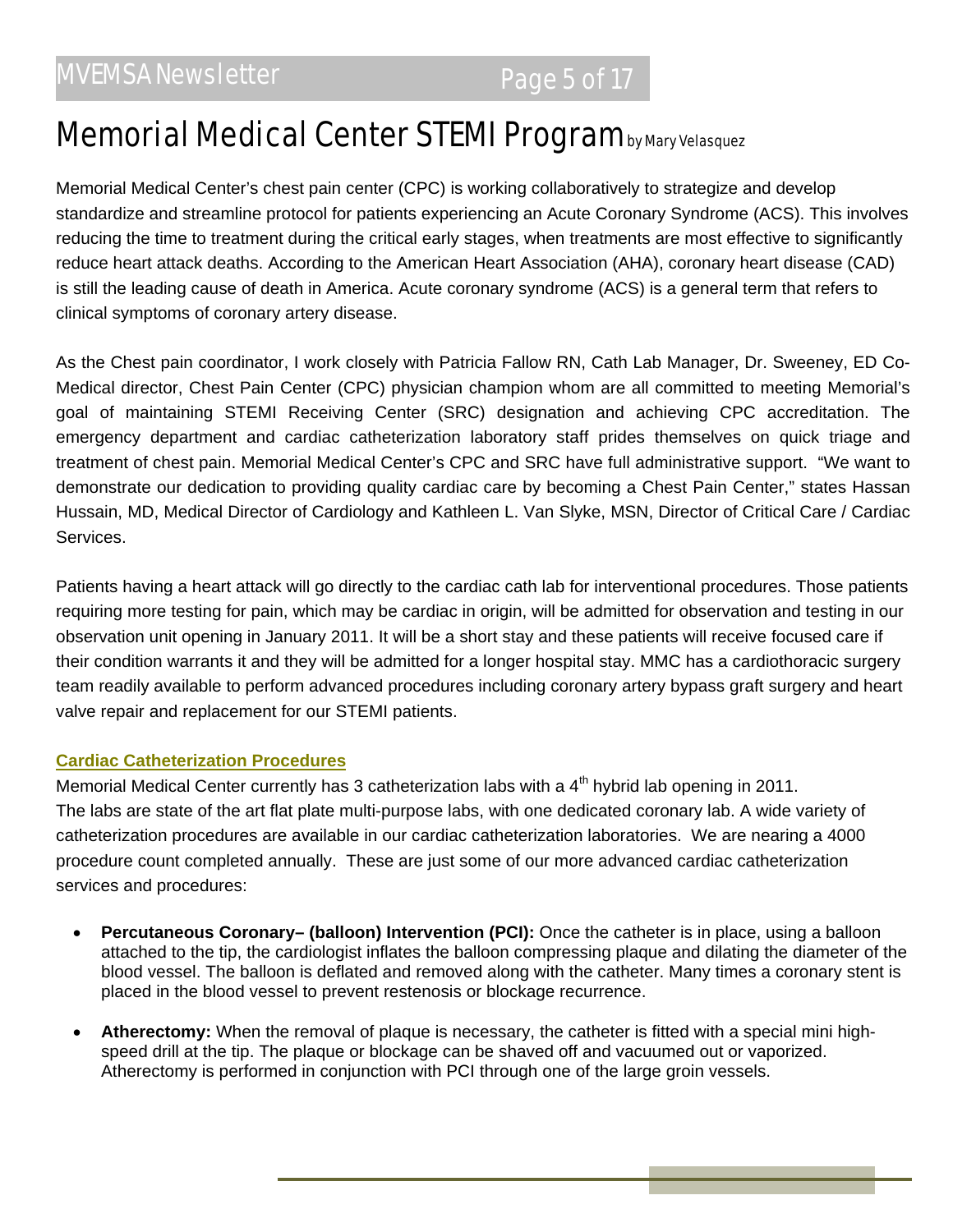# Memorial Medical Center STEMI Program by Mary Velasquez

Memorial Medical Center's chest pain center (CPC) is working collaboratively to strategize and develop standardize and streamline protocol for patients experiencing an Acute Coronary Syndrome (ACS). This involves reducing the time to treatment during the critical early stages, when treatments are most effective to significantly reduce heart attack deaths. According to the American Heart Association (AHA), coronary heart disease (CAD) is still the leading cause of death in America. Acute coronary syndrome (ACS) is a general term that refers to clinical symptoms of coronary artery disease.

As the Chest pain coordinator, I work closely with Patricia Fallow RN, Cath Lab Manager, Dr. Sweeney, ED Co-Medical director, Chest Pain Center (CPC) physician champion whom are all committed to meeting Memorial's goal of maintaining STEMI Receiving Center (SRC) designation and achieving CPC accreditation. The emergency department and cardiac catheterization laboratory staff prides themselves on quick triage and treatment of chest pain. Memorial Medical Center's CPC and SRC have full administrative support. "We want to demonstrate our dedication to providing quality cardiac care by becoming a Chest Pain Center," states Hassan Hussain, MD, Medical Director of Cardiology and Kathleen L. Van Slyke, MSN, Director of Critical Care / Cardiac Services.

Patients having a heart attack will go directly to the cardiac cath lab for interventional procedures. Those patients requiring more testing for pain, which may be cardiac in origin, will be admitted for observation and testing in our observation unit opening in January 2011. It will be a short stay and these patients will receive focused care if their condition warrants it and they will be admitted for a longer hospital stay. MMC has a cardiothoracic surgery team readily available to perform advanced procedures including coronary artery bypass graft surgery and heart valve repair and replacement for our STEMI patients.

## Cardiac Catheterization Procedures

Memorial Medical Center currently has 3 catheterization labs with a 4th hybrid lab opening in 2011. The labs are state of the art flat plate multi-purpose labs, with one dedicated coronary lab. A wide variety of catheterization procedures are available in our cardiac catheterization laboratories. We are nearing a 4000 procedure count completed annually. These are just some of our more advanced cardiac catheterization services and procedures:

- **Percutaneous Coronary– (balloon) Intervention (PCI):** Once the catheter is in place, using a balloon attached to the tip, the cardiologist inflates the balloon compressing plaque and dilating the diameter of the blood vessel. The balloon is deflated and removed along with the catheter. Many times a coronary stent is placed in the blood vessel to prevent restenosis or blockage recurrence.
- **Atherectomy:** When the removal of plaque is necessary, the catheter is fitted with a special mini high-speed drill at the tip. The plaque or blockage can be shaved off and vacuumed out or vaporized. Atherectomy is performed in conjunction with PCI through one of the large groin vessels.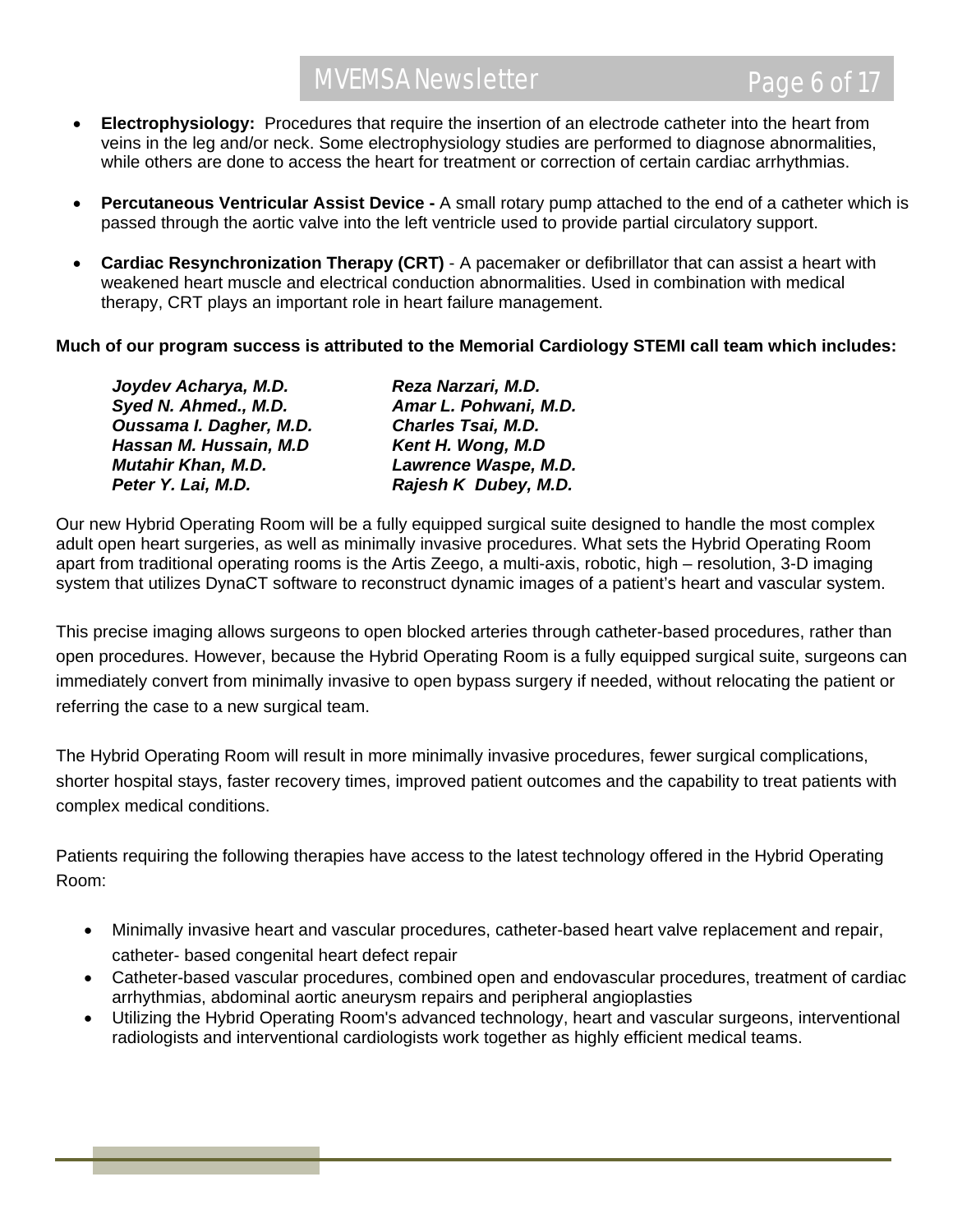- **Electrophysiology:** Procedures that require the insertion of an electrode catheter into the heart from veins in the leg and/or neck. Some electrophysiology studies are performed to diagnose abnormalities, while others are done to access the heart for treatment or correction of certain cardiac arrhythmias.

- **Percutaneous Ventricular Assist Device -** A small rotary pump attached to the end of a catheter which is passed through the aortic valve into the left ventricle used to provide partial circulatory support.

- **Cardiac Resynchronization Therapy (CRT)** - A pacemaker or defibrillator that can assist a heart with weakened heart muscle and electrical conduction abnormalities. Used in combination with medical therapy, CRT plays an important role in heart failure management.

**Much of our program success is attributed to the Memorial Cardiology STEMI call team which includes:**

***Joydev Acharya, M.D.***
***Syed N. Ahmed., M.D.***
***Oussama I. Dagher, M.D.***
***Hassan M. Hussain, M.D***
***Mutahir Khan, M.D.***
***Peter Y. Lai, M.D.***
***Reza Narzari, M.D.***
***Amar L. Pohwani, M.D.***
***Charles Tsai, M.D.***
***Kent H. Wong, M.D***
***Lawrence Waspe, M.D.***
***Rajesh K Dubey, M.D.***

Our new Hybrid Operating Room will be a fully equipped surgical suite designed to handle the most complex adult open heart surgeries, as well as minimally invasive procedures. What sets the Hybrid Operating Room apart from traditional operating rooms is the Artis Zeego, a multi-axis, robotic, high – resolution, 3-D imaging system that utilizes DynaCT software to reconstruct dynamic images of a patient's heart and vascular system.

This precise imaging allows surgeons to open blocked arteries through catheter-based procedures, rather than open procedures. However, because the Hybrid Operating Room is a fully equipped surgical suite, surgeons can immediately convert from minimally invasive to open bypass surgery if needed, without relocating the patient or referring the case to a new surgical team.

The Hybrid Operating Room will result in more minimally invasive procedures, fewer surgical complications, shorter hospital stays, faster recovery times, improved patient outcomes and the capability to treat patients with complex medical conditions.

Patients requiring the following therapies have access to the latest technology offered in the Hybrid Operating Room:

- Minimally invasive heart and vascular procedures, catheter-based heart valve replacement and repair, catheter- based congenital heart defect repair
- Catheter-based vascular procedures, combined open and endovascular procedures, treatment of cardiac arrhythmias, abdominal aortic aneurysm repairs and peripheral angioplasties
- Utilizing the Hybrid Operating Room's advanced technology, heart and vascular surgeons, interventional radiologists and interventional cardiologists work together as highly efficient medical teams.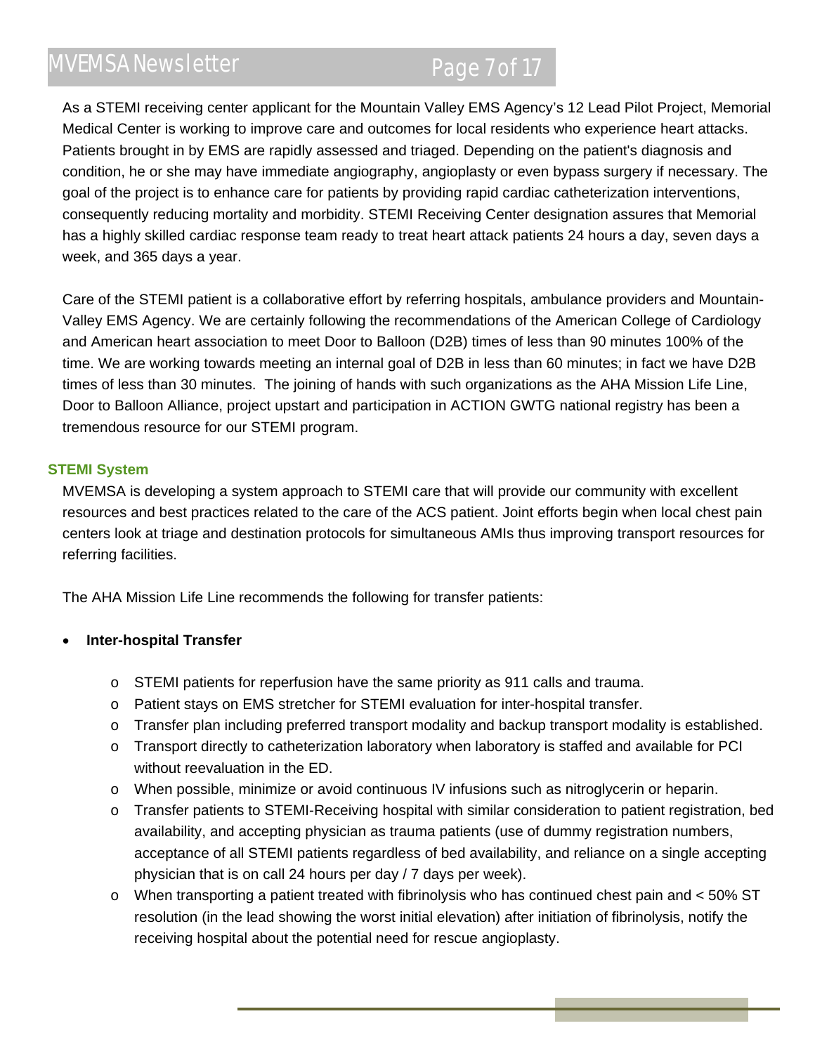As a STEMI receiving center applicant for the Mountain Valley EMS Agency's 12 Lead Pilot Project, Memorial Medical Center is working to improve care and outcomes for local residents who experience heart attacks. Patients brought in by EMS are rapidly assessed and triaged. Depending on the patient's diagnosis and condition, he or she may have immediate angiography, angioplasty or even bypass surgery if necessary. The goal of the project is to enhance care for patients by providing rapid cardiac catheterization interventions, consequently reducing mortality and morbidity. STEMI Receiving Center designation assures that Memorial has a highly skilled cardiac response team ready to treat heart attack patients 24 hours a day, seven days a week, and 365 days a year.

Care of the STEMI patient is a collaborative effort by referring hospitals, ambulance providers and Mountain-Valley EMS Agency. We are certainly following the recommendations of the American College of Cardiology and American heart association to meet Door to Balloon (D2B) times of less than 90 minutes 100% of the time. We are working towards meeting an internal goal of D2B in less than 60 minutes; in fact we have D2B times of less than 30 minutes. The joining of hands with such organizations as the AHA Mission Life Line, Door to Balloon Alliance, project upstart and participation in ACTION GWTG national registry has been a tremendous resource for our STEMI program.

### STEMI System

MVEMSA is developing a system approach to STEMI care that will provide our community with excellent resources and best practices related to the care of the ACS patient. Joint efforts begin when local chest pain centers look at triage and destination protocols for simultaneous AMIs thus improving transport resources for referring facilities.

The AHA Mission Life Line recommends the following for transfer patients:

- **Inter-hospital Transfer**
  - STEMI patients for reperfusion have the same priority as 911 calls and trauma.
  - Patient stays on EMS stretcher for STEMI evaluation for inter-hospital transfer.
  - Transfer plan including preferred transport modality and backup transport modality is established.
  - Transport directly to catheterization laboratory when laboratory is staffed and available for PCI without reevaluation in the ED.
  - When possible, minimize or avoid continuous IV infusions such as nitroglycerin or heparin.
  - Transfer patients to STEMI-Receiving hospital with similar consideration to patient registration, bed availability, and accepting physician as trauma patients (use of dummy registration numbers, acceptance of all STEMI patients regardless of bed availability, and reliance on a single accepting physician that is on call 24 hours per day / 7 days per week).
  - When transporting a patient treated with fibrinolysis who has continued chest pain and < 50% ST resolution (in the lead showing the worst initial elevation) after initiation of fibrinolysis, notify the receiving hospital about the potential need for rescue angioplasty.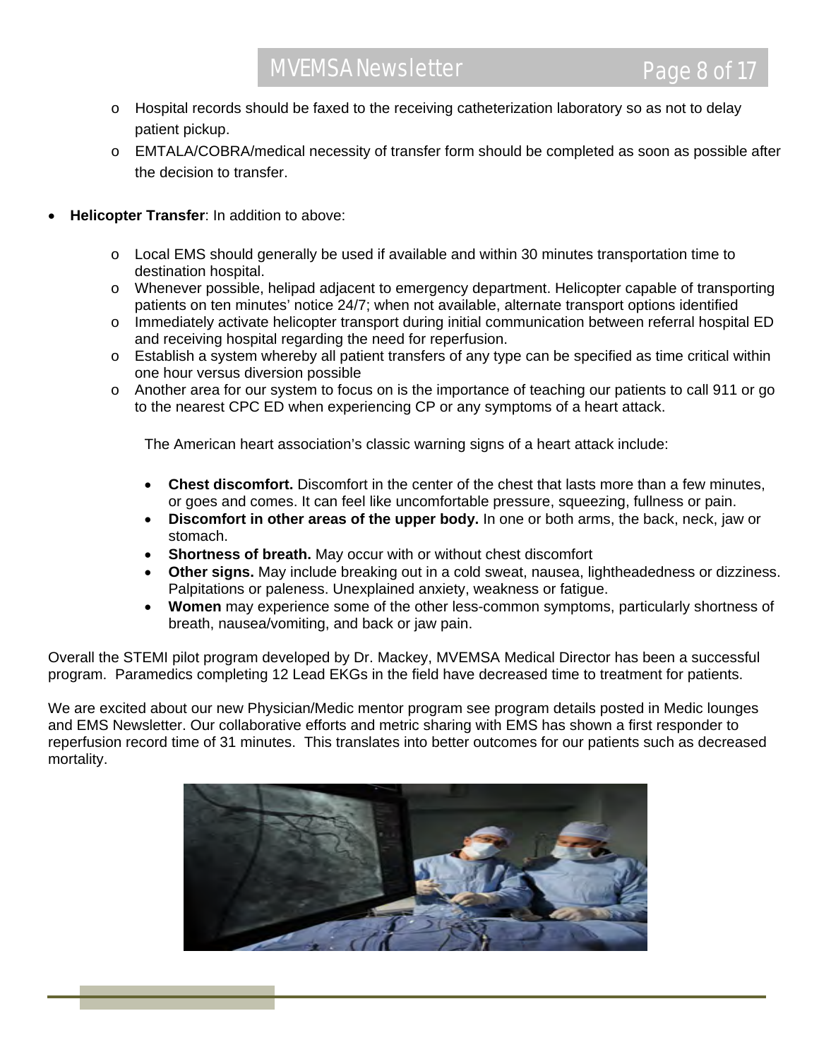- Hospital records should be faxed to the receiving catheterization laboratory so as not to delay patient pickup.
- EMTALA/COBRA/medical necessity of transfer form should be completed as soon as possible after the decision to transfer.

- **Helicopter Transfer**: In addition to above:

  - Local EMS should generally be used if available and within 30 minutes transportation time to destination hospital.
  - Whenever possible, helipad adjacent to emergency department. Helicopter capable of transporting patients on ten minutes' notice 24/7; when not available, alternate transport options identified
  - Immediately activate helicopter transport during initial communication between referral hospital ED and receiving hospital regarding the need for reperfusion.
  - Establish a system whereby all patient transfers of any type can be specified as time critical within one hour versus diversion possible
  - Another area for our system to focus on is the importance of teaching our patients to call 911 or go to the nearest CPC ED when experiencing CP or any symptoms of a heart attack.

    The American heart association's classic warning signs of a heart attack include:

    - **Chest discomfort.** Discomfort in the center of the chest that lasts more than a few minutes, or goes and comes. It can feel like uncomfortable pressure, squeezing, fullness or pain.
    - **Discomfort in other areas of the upper body.** In one or both arms, the back, neck, jaw or stomach.
    - **Shortness of breath.** May occur with or without chest discomfort
    - **Other signs.** May include breaking out in a cold sweat, nausea, lightheadedness or dizziness. Palpitations or paleness. Unexplained anxiety, weakness or fatigue.
    - **Women** may experience some of the other less-common symptoms, particularly shortness of breath, nausea/vomiting, and back or jaw pain.

Overall the STEMI pilot program developed by Dr. Mackey, MVEMSA Medical Director has been a successful program. Paramedics completing 12 Lead EKGs in the field have decreased time to treatment for patients.

We are excited about our new Physician/Medic mentor program see program details posted in Medic lounges and EMS Newsletter. Our collaborative efforts and metric sharing with EMS has shown a first responder to reperfusion record time of 31 minutes. This translates into better outcomes for our patients such as decreased mortality.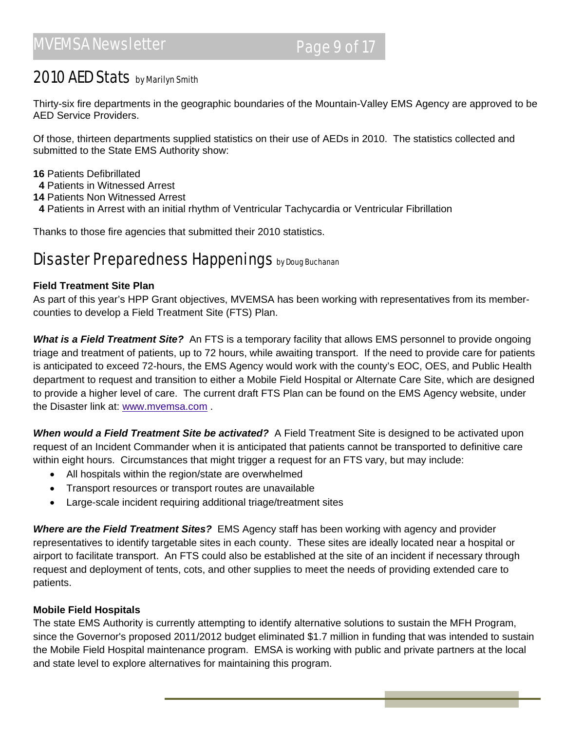## 2010 AED Stats *by Marilyn Smith*

Thirty-six fire departments in the geographic boundaries of the Mountain-Valley EMS Agency are approved to be AED Service Providers.

Of those, thirteen departments supplied statistics on their use of AEDs in 2010. The statistics collected and submitted to the State EMS Authority show:

**16** Patients Defibrillated
**4** Patients in Witnessed Arrest
**14** Patients Non Witnessed Arrest
**4** Patients in Arrest with an initial rhythm of Ventricular Tachycardia or Ventricular Fibrillation

Thanks to those fire agencies that submitted their 2010 statistics.

## Disaster Preparedness Happenings *by Doug Buchanan*

**Field Treatment Site Plan**

As part of this year's HPP Grant objectives, MVEMSA has been working with representatives from its member-counties to develop a Field Treatment Site (FTS) Plan.

***What is a Field Treatment Site?*** An FTS is a temporary facility that allows EMS personnel to provide ongoing triage and treatment of patients, up to 72 hours, while awaiting transport. If the need to provide care for patients is anticipated to exceed 72-hours, the EMS Agency would work with the county's EOC, OES, and Public Health department to request and transition to either a Mobile Field Hospital or Alternate Care Site, which are designed to provide a higher level of care. The current draft FTS Plan can be found on the EMS Agency website, under the Disaster link at: www.mvemsa.com .

***When would a Field Treatment Site be activated?*** A Field Treatment Site is designed to be activated upon request of an Incident Commander when it is anticipated that patients cannot be transported to definitive care within eight hours. Circumstances that might trigger a request for an FTS vary, but may include:

- All hospitals within the region/state are overwhelmed
- Transport resources or transport routes are unavailable
- Large-scale incident requiring additional triage/treatment sites

***Where are the Field Treatment Sites?*** EMS Agency staff has been working with agency and provider representatives to identify targetable sites in each county. These sites are ideally located near a hospital or airport to facilitate transport. An FTS could also be established at the site of an incident if necessary through request and deployment of tents, cots, and other supplies to meet the needs of providing extended care to patients.

**Mobile Field Hospitals**

The state EMS Authority is currently attempting to identify alternative solutions to sustain the MFH Program, since the Governor's proposed 2011/2012 budget eliminated $1.7 million in funding that was intended to sustain the Mobile Field Hospital maintenance program. EMSA is working with public and private partners at the local and state level to explore alternatives for maintaining this program.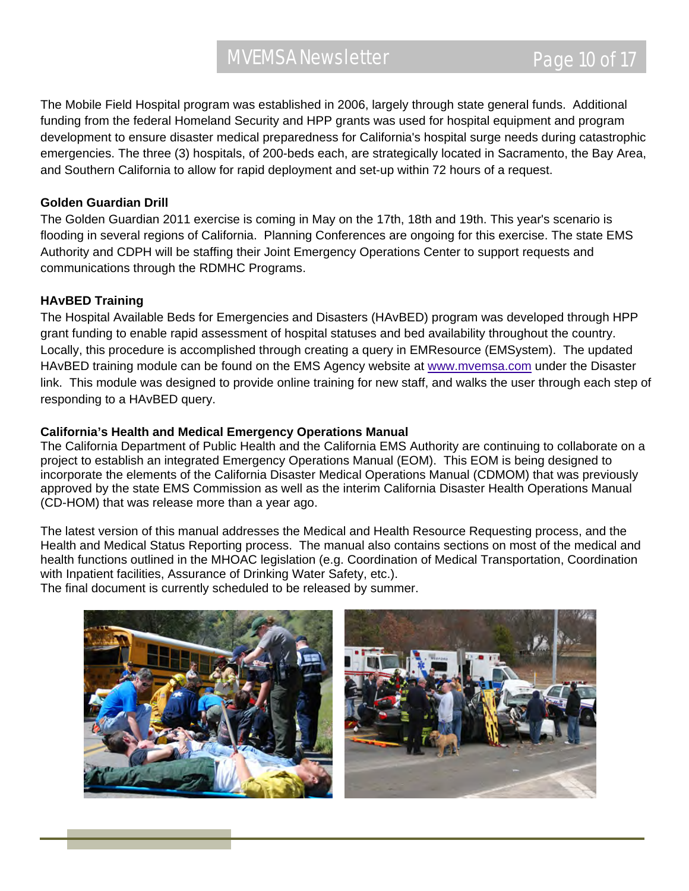The Mobile Field Hospital program was established in 2006, largely through state general funds. Additional funding from the federal Homeland Security and HPP grants was used for hospital equipment and program development to ensure disaster medical preparedness for California's hospital surge needs during catastrophic emergencies. The three (3) hospitals, of 200-beds each, are strategically located in Sacramento, the Bay Area, and Southern California to allow for rapid deployment and set-up within 72 hours of a request.

**Golden Guardian Drill**

The Golden Guardian 2011 exercise is coming in May on the 17th, 18th and 19th. This year's scenario is flooding in several regions of California. Planning Conferences are ongoing for this exercise. The state EMS Authority and CDPH will be staffing their Joint Emergency Operations Center to support requests and communications through the RDMHC Programs.

**HAvBED Training**

The Hospital Available Beds for Emergencies and Disasters (HAvBED) program was developed through HPP grant funding to enable rapid assessment of hospital statuses and bed availability throughout the country. Locally, this procedure is accomplished through creating a query in EMResource (EMSystem). The updated HAvBED training module can be found on the EMS Agency website at www.mvemsa.com under the Disaster link. This module was designed to provide online training for new staff, and walks the user through each step of responding to a HAvBED query.

**California's Health and Medical Emergency Operations Manual**

The California Department of Public Health and the California EMS Authority are continuing to collaborate on a project to establish an integrated Emergency Operations Manual (EOM). This EOM is being designed to incorporate the elements of the California Disaster Medical Operations Manual (CDMOM) that was previously approved by the state EMS Commission as well as the interim California Disaster Health Operations Manual (CD-HOM) that was release more than a year ago.

The latest version of this manual addresses the Medical and Health Resource Requesting process, and the Health and Medical Status Reporting process. The manual also contains sections on most of the medical and health functions outlined in the MHOAC legislation (e.g. Coordination of Medical Transportation, Coordination with Inpatient facilities, Assurance of Drinking Water Safety, etc.).
The final document is currently scheduled to be released by summer.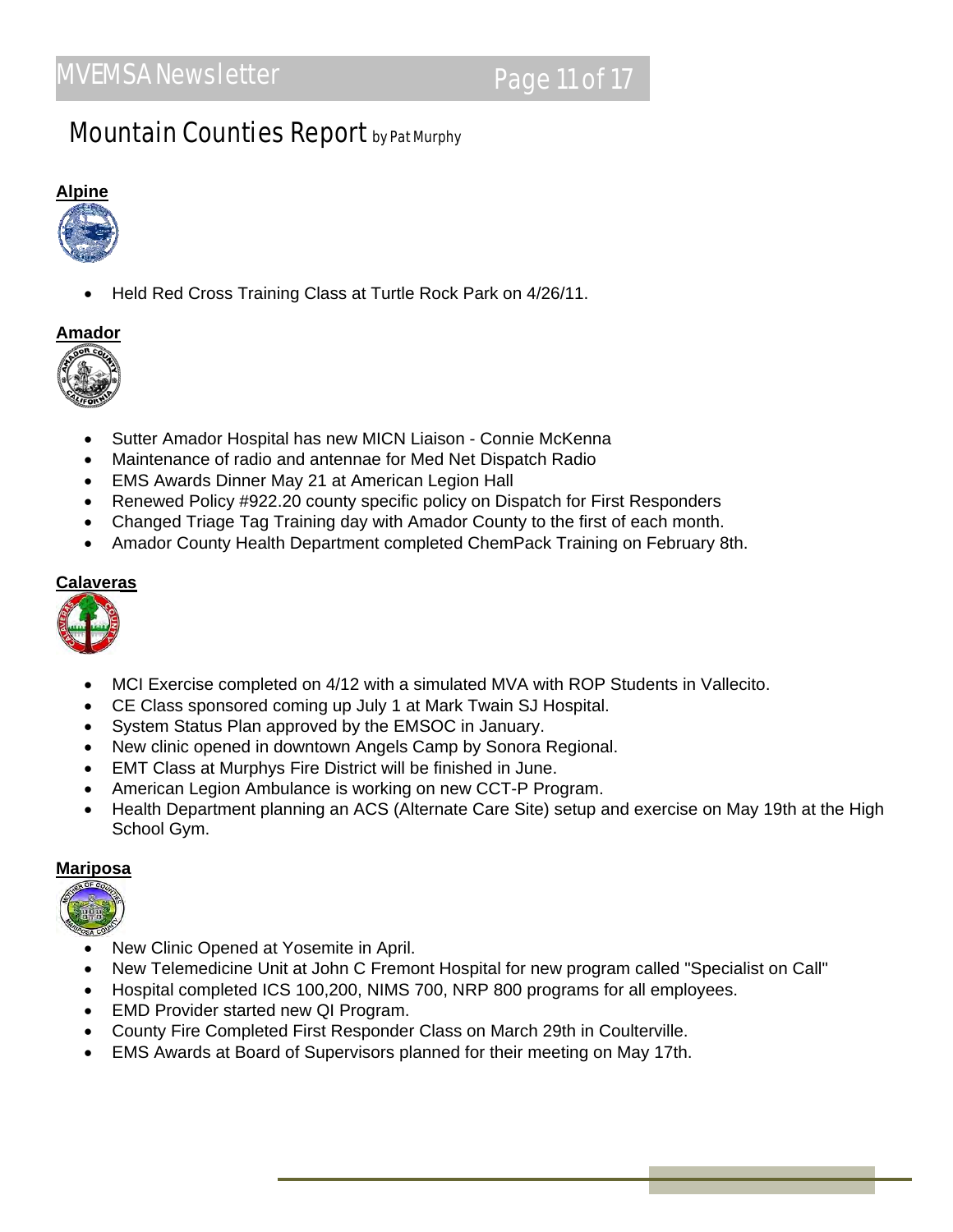# Mountain Counties Report by Pat Murphy

## Alpine

- Held Red Cross Training Class at Turtle Rock Park on 4/26/11.

## Amador

- Sutter Amador Hospital has new MICN Liaison - Connie McKenna
- Maintenance of radio and antennae for Med Net Dispatch Radio
- EMS Awards Dinner May 21 at American Legion Hall
- Renewed Policy #922.20 county specific policy on Dispatch for First Responders
- Changed Triage Tag Training day with Amador County to the first of each month.
- Amador County Health Department completed ChemPack Training on February 8th.

## Calaveras

- MCI Exercise completed on 4/12 with a simulated MVA with ROP Students in Vallecito.
- CE Class sponsored coming up July 1 at Mark Twain SJ Hospital.
- System Status Plan approved by the EMSOC in January.
- New clinic opened in downtown Angels Camp by Sonora Regional.
- EMT Class at Murphys Fire District will be finished in June.
- American Legion Ambulance is working on new CCT-P Program.
- Health Department planning an ACS (Alternate Care Site) setup and exercise on May 19th at the High School Gym.

## Mariposa

- New Clinic Opened at Yosemite in April.
- New Telemedicine Unit at John C Fremont Hospital for new program called "Specialist on Call"
- Hospital completed ICS 100,200, NIMS 700, NRP 800 programs for all employees.
- EMD Provider started new QI Program.
- County Fire Completed First Responder Class on March 29th in Coulterville.
- EMS Awards at Board of Supervisors planned for their meeting on May 17th.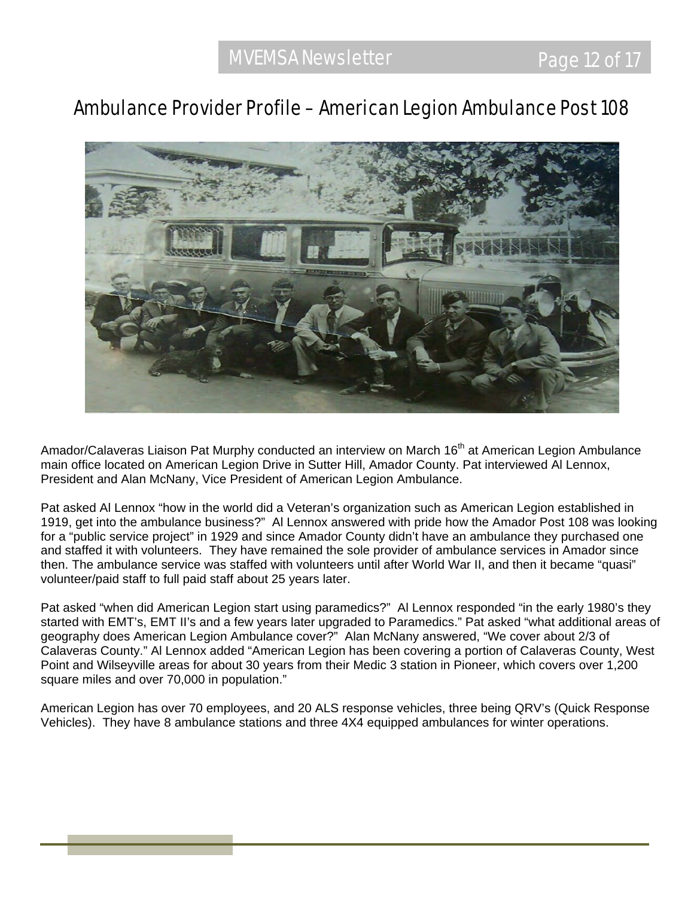# Ambulance Provider Profile – American Legion Ambulance Post 108

Amador/Calaveras Liaison Pat Murphy conducted an interview on March 16th at American Legion Ambulance main office located on American Legion Drive in Sutter Hill, Amador County. Pat interviewed Al Lennox, President and Alan McNany, Vice President of American Legion Ambulance.

Pat asked Al Lennox "how in the world did a Veteran's organization such as American Legion established in 1919, get into the ambulance business?" Al Lennox answered with pride how the Amador Post 108 was looking for a "public service project" in 1929 and since Amador County didn't have an ambulance they purchased one and staffed it with volunteers. They have remained the sole provider of ambulance services in Amador since then. The ambulance service was staffed with volunteers until after World War II, and then it became "quasi" volunteer/paid staff to full paid staff about 25 years later.

Pat asked "when did American Legion start using paramedics?" Al Lennox responded "in the early 1980's they started with EMT's, EMT II's and a few years later upgraded to Paramedics." Pat asked "what additional areas of geography does American Legion Ambulance cover?" Alan McNany answered, "We cover about 2/3 of Calaveras County." Al Lennox added "American Legion has been covering a portion of Calaveras County, West Point and Wilseyville areas for about 30 years from their Medic 3 station in Pioneer, which covers over 1,200 square miles and over 70,000 in population."

American Legion has over 70 employees, and 20 ALS response vehicles, three being QRV's (Quick Response Vehicles). They have 8 ambulance stations and three 4X4 equipped ambulances for winter operations.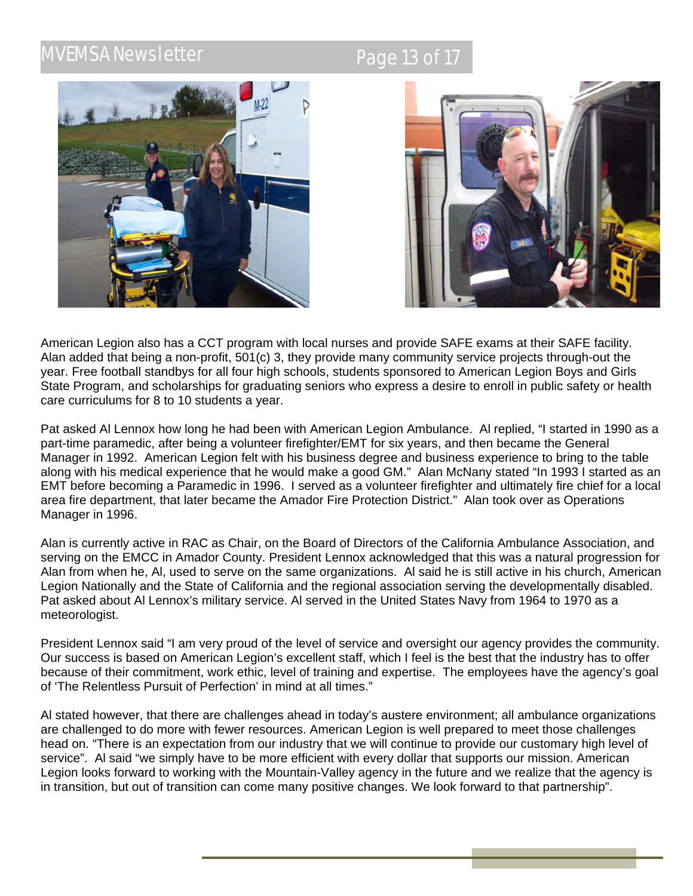American Legion also has a CCT program with local nurses and provide SAFE exams at their SAFE facility. Alan added that being a non-profit, 501(c) 3, they provide many community service projects through-out the year. Free football standbys for all four high schools, students sponsored to American Legion Boys and Girls State Program, and scholarships for graduating seniors who express a desire to enroll in public safety or health care curriculums for 8 to 10 students a year.

Pat asked Al Lennox how long he had been with American Legion Ambulance. Al replied, "I started in 1990 as a part-time paramedic, after being a volunteer firefighter/EMT for six years, and then became the General Manager in 1992. American Legion felt with his business degree and business experience to bring to the table along with his medical experience that he would make a good GM." Alan McNany stated "In 1993 I started as an EMT before becoming a Paramedic in 1996. I served as a volunteer firefighter and ultimately fire chief for a local area fire department, that later became the Amador Fire Protection District." Alan took over as Operations Manager in 1996.

Alan is currently active in RAC as Chair, on the Board of Directors of the California Ambulance Association, and serving on the EMCC in Amador County. President Lennox acknowledged that this was a natural progression for Alan from when he, Al, used to serve on the same organizations. Al said he is still active in his church, American Legion Nationally and the State of California and the regional association serving the developmentally disabled. Pat asked about Al Lennox's military service. Al served in the United States Navy from 1964 to 1970 as a meteorologist.

President Lennox said "I am very proud of the level of service and oversight our agency provides the community. Our success is based on American Legion's excellent staff, which I feel is the best that the industry has to offer because of their commitment, work ethic, level of training and expertise. The employees have the agency's goal of 'The Relentless Pursuit of Perfection' in mind at all times."

Al stated however, that there are challenges ahead in today's austere environment; all ambulance organizations are challenged to do more with fewer resources. American Legion is well prepared to meet those challenges head on. "There is an expectation from our industry that we will continue to provide our customary high level of service". Al said "we simply have to be more efficient with every dollar that supports our mission. American Legion looks forward to working with the Mountain-Valley agency in the future and we realize that the agency is in transition, but out of transition can come many positive changes. We look forward to that partnership".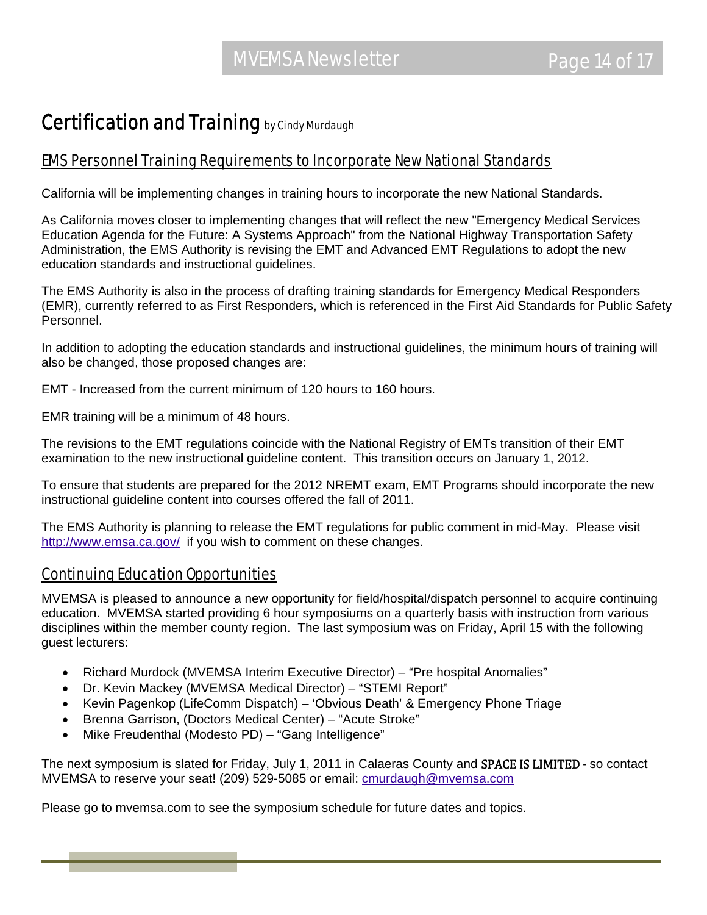# Certification and Training *by Cindy Murdaugh*

## EMS Personnel Training Requirements to Incorporate New National Standards

California will be implementing changes in training hours to incorporate the new National Standards.

As California moves closer to implementing changes that will reflect the new "Emergency Medical Services Education Agenda for the Future: A Systems Approach" from the National Highway Transportation Safety Administration, the EMS Authority is revising the EMT and Advanced EMT Regulations to adopt the new education standards and instructional guidelines.

The EMS Authority is also in the process of drafting training standards for Emergency Medical Responders (EMR), currently referred to as First Responders, which is referenced in the First Aid Standards for Public Safety Personnel.

In addition to adopting the education standards and instructional guidelines, the minimum hours of training will also be changed, those proposed changes are:

EMT - Increased from the current minimum of 120 hours to 160 hours.

EMR training will be a minimum of 48 hours.

The revisions to the EMT regulations coincide with the National Registry of EMTs transition of their EMT examination to the new instructional guideline content. This transition occurs on January 1, 2012.

To ensure that students are prepared for the 2012 NREMT exam, EMT Programs should incorporate the new instructional guideline content into courses offered the fall of 2011.

The EMS Authority is planning to release the EMT regulations for public comment in mid-May. Please visit http://www.emsa.ca.gov/ if you wish to comment on these changes.

## Continuing Education Opportunities

MVEMSA is pleased to announce a new opportunity for field/hospital/dispatch personnel to acquire continuing education. MVEMSA started providing 6 hour symposiums on a quarterly basis with instruction from various disciplines within the member county region. The last symposium was on Friday, April 15 with the following guest lecturers:

- Richard Murdock (MVEMSA Interim Executive Director) – "Pre hospital Anomalies"
- Dr. Kevin Mackey (MVEMSA Medical Director) – "STEMI Report"
- Kevin Pagenkop (LifeComm Dispatch) – 'Obvious Death' & Emergency Phone Triage
- Brenna Garrison, (Doctors Medical Center) – "Acute Stroke"
- Mike Freudenthal (Modesto PD) – "Gang Intelligence"

The next symposium is slated for Friday, July 1, 2011 in Calaeras County and **SPACE IS LIMITED** - so contact MVEMSA to reserve your seat! (209) 529-5085 or email: cmurdaugh@mvemsa.com

Please go to mvemsa.com to see the symposium schedule for future dates and topics.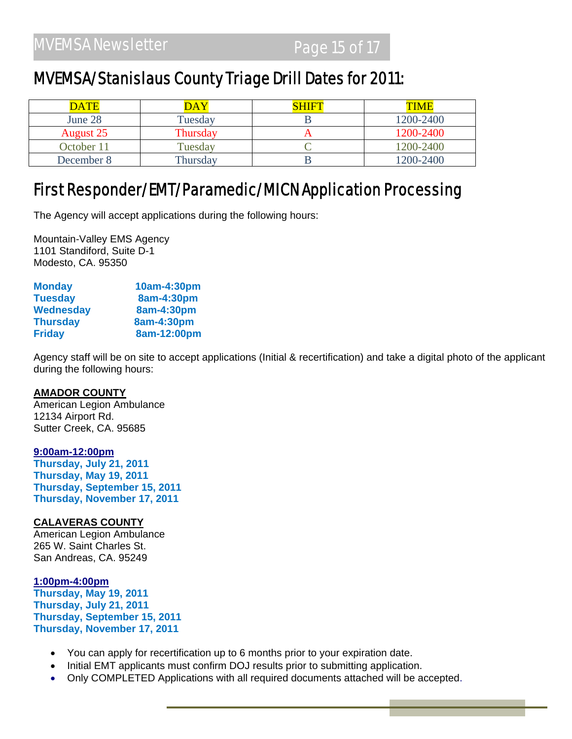## MVEMSA/Stanislaus County Triage Drill Dates for 2011:

| DATE | DAY | SHIFT | TIME |
|---|---|---|---|
| June 28 | Tuesday | B | 1200-2400 |
| August 25 | Thursday | A | 1200-2400 |
| October 11 | Tuesday | C | 1200-2400 |
| December 8 | Thursday | B | 1200-2400 |

## First Responder/EMT/Paramedic/MICN Application Processing

The Agency will accept applications during the following hours:

Mountain-Valley EMS Agency
1101 Standiford, Suite D-1
Modesto, CA. 95350

| | |
|---|---|
| **Monday** | **10am-4:30pm** |
| **Tuesday** | **8am-4:30pm** |
| **Wednesday** | **8am-4:30pm** |
| **Thursday** | **8am-4:30pm** |
| **Friday** | **8am-12:00pm** |

Agency staff will be on site to accept applications (Initial & recertification) and take a digital photo of the applicant during the following hours:

**AMADOR COUNTY**
American Legion Ambulance
12134 Airport Rd.
Sutter Creek, CA. 95685

**9:00am-12:00pm**
**Thursday, July 21, 2011**
**Thursday, May 19, 2011**
**Thursday, September 15, 2011**
**Thursday, November 17, 2011**

**CALAVERAS COUNTY**
American Legion Ambulance
265 W. Saint Charles St.
San Andreas, CA. 95249

**1:00pm-4:00pm**
**Thursday, May 19, 2011**
**Thursday, July 21, 2011**
**Thursday, September 15, 2011**
**Thursday, November 17, 2011**

- You can apply for recertification up to 6 months prior to your expiration date.
- Initial EMT applicants must confirm DOJ results prior to submitting application.
- Only COMPLETED Applications with all required documents attached will be accepted.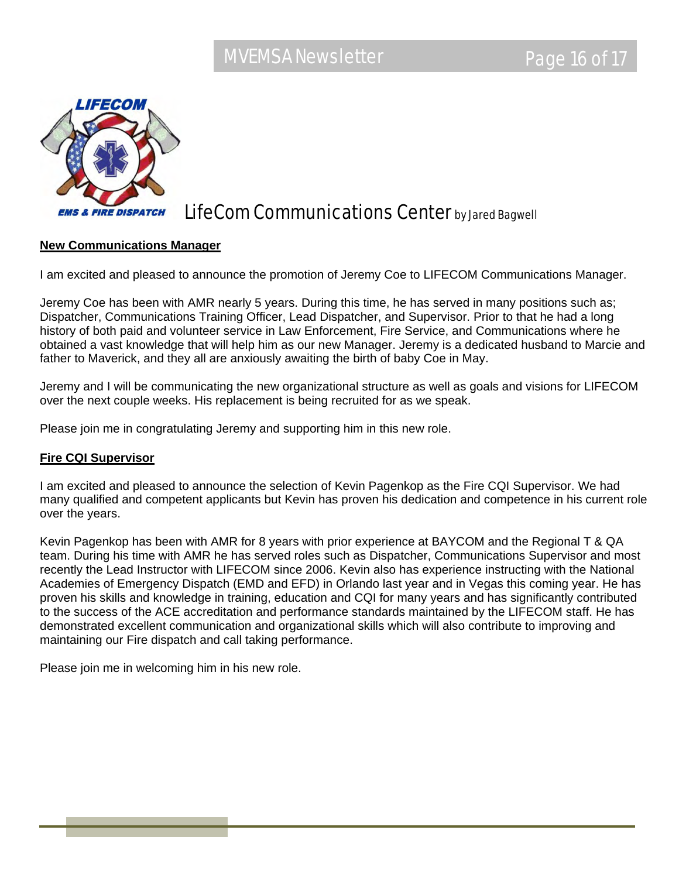# LifeCom Communications Center by Jared Bagwell

**New Communications Manager**

I am excited and pleased to announce the promotion of Jeremy Coe to LIFECOM Communications Manager.

Jeremy Coe has been with AMR nearly 5 years. During this time, he has served in many positions such as; Dispatcher, Communications Training Officer, Lead Dispatcher, and Supervisor. Prior to that he had a long history of both paid and volunteer service in Law Enforcement, Fire Service, and Communications where he obtained a vast knowledge that will help him as our new Manager. Jeremy is a dedicated husband to Marcie and father to Maverick, and they all are anxiously awaiting the birth of baby Coe in May.

Jeremy and I will be communicating the new organizational structure as well as goals and visions for LIFECOM over the next couple weeks. His replacement is being recruited for as we speak.

Please join me in congratulating Jeremy and supporting him in this new role.

**Fire CQI Supervisor**

I am excited and pleased to announce the selection of Kevin Pagenkop as the Fire CQI Supervisor. We had many qualified and competent applicants but Kevin has proven his dedication and competence in his current role over the years.

Kevin Pagenkop has been with AMR for 8 years with prior experience at BAYCOM and the Regional T & QA team. During his time with AMR he has served roles such as Dispatcher, Communications Supervisor and most recently the Lead Instructor with LIFECOM since 2006. Kevin also has experience instructing with the National Academies of Emergency Dispatch (EMD and EFD) in Orlando last year and in Vegas this coming year. He has proven his skills and knowledge in training, education and CQI for many years and has significantly contributed to the success of the ACE accreditation and performance standards maintained by the LIFECOM staff. He has demonstrated excellent communication and organizational skills which will also contribute to improving and maintaining our Fire dispatch and call taking performance.

Please join me in welcoming him in his new role.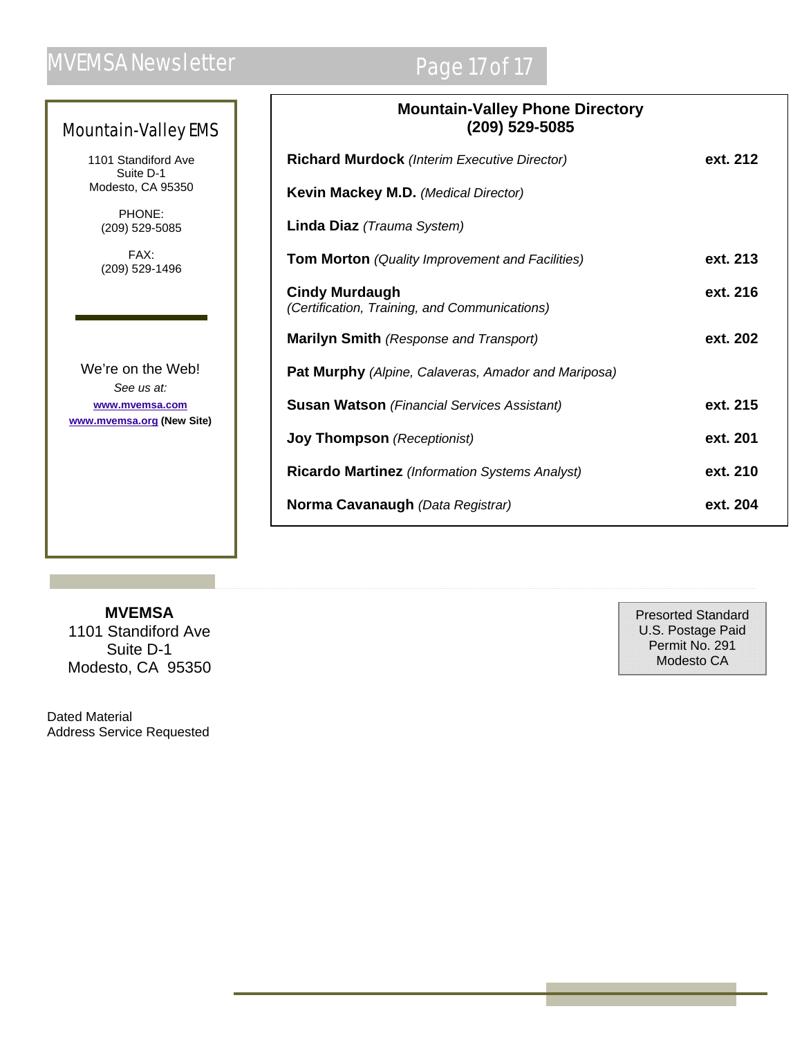## Mountain-Valley EMS

1101 Standiford Ave
Suite D-1
Modesto, CA 95350

PHONE:
(209) 529-5085

FAX:
(209) 529-1496

We're on the Web!
*See us at:*
www.mvemsa.com
www.mvemsa.org **(New Site)**

## Mountain-Valley Phone Directory
## (209) 529-5085

| | |
|---|---|
| **Richard Murdock** *(Interim Executive Director)* | **ext. 212** |
| **Kevin Mackey M.D.** *(Medical Director)* | |
| **Linda Diaz** *(Trauma System)* | |
| **Tom Morton** *(Quality Improvement and Facilities)* | **ext. 213** |
| **Cindy Murdaugh** *(Certification, Training, and Communications)* | **ext. 216** |
| **Marilyn Smith** *(Response and Transport)* | **ext. 202** |
| **Pat Murphy** *(Alpine, Calaveras, Amador and Mariposa)* | |
| **Susan Watson** *(Financial Services Assistant)* | **ext. 215** |
| **Joy Thompson** *(Receptionist)* | **ext. 201** |
| **Ricardo Martinez** *(Information Systems Analyst)* | **ext. 210** |
| **Norma Cavanaugh** *(Data Registrar)* | **ext. 204** |

**MVEMSA**
1101 Standiford Ave
Suite D-1
Modesto, CA 95350

Presorted Standard
U.S. Postage Paid
Permit No. 291
Modesto CA

Dated Material
Address Service Requested